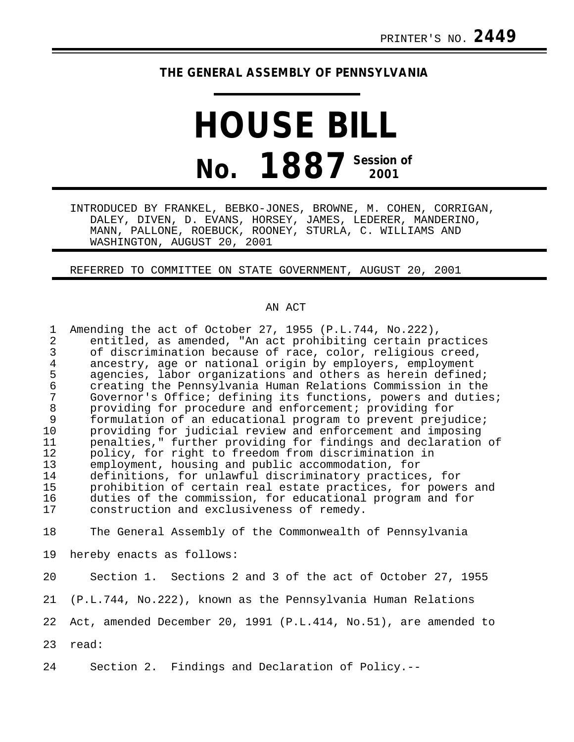PRINTER'S NO. **2449**

**THE GENERAL ASSEMBLY OF PENNSYLVANIA**

# HOUSE BILL

## No. 1887 Session of 2001

INTRODUCED BY FRANKEL, BEBKO-JONES, BROWNE, M. COHEN, CORRIGAN, DALEY, DIVEN, D. EVANS, HORSEY, JAMES, LEDERER, MANDERINO, MANN, PALLONE, ROEBUCK, ROONEY, STURLA, C. WILLIAMS AND WASHINGTON, AUGUST 20, 2001

REFERRED TO COMMITTEE ON STATE GOVERNMENT, AUGUST 20, 2001

AN ACT

1 Amending the act of October 27, 1955 (P.L.744, No.222),
2 entitled, as amended, "An act prohibiting certain practices
3 of discrimination because of race, color, religious creed,
4 ancestry, age or national origin by employers, employment
5 agencies, labor organizations and others as herein defined;
6 creating the Pennsylvania Human Relations Commission in the
7 Governor's Office; defining its functions, powers and duties;
8 providing for procedure and enforcement; providing for
9 formulation of an educational program to prevent prejudice;
10 providing for judicial review and enforcement and imposing
11 penalties," further providing for findings and declaration of
12 policy, for right to freedom from discrimination in
13 employment, housing and public accommodation, for
14 definitions, for unlawful discriminatory practices, for
15 prohibition of certain real estate practices, for powers and
16 duties of the commission, for educational program and for
17 construction and exclusiveness of remedy.

18 The General Assembly of the Commonwealth of Pennsylvania
19 hereby enacts as follows:

20 Section 1. Sections 2 and 3 of the act of October 27, 1955
21 (P.L.744, No.222), known as the Pennsylvania Human Relations
22 Act, amended December 20, 1991 (P.L.414, No.51), are amended to
23 read:

24 Section 2. Findings and Declaration of Policy.--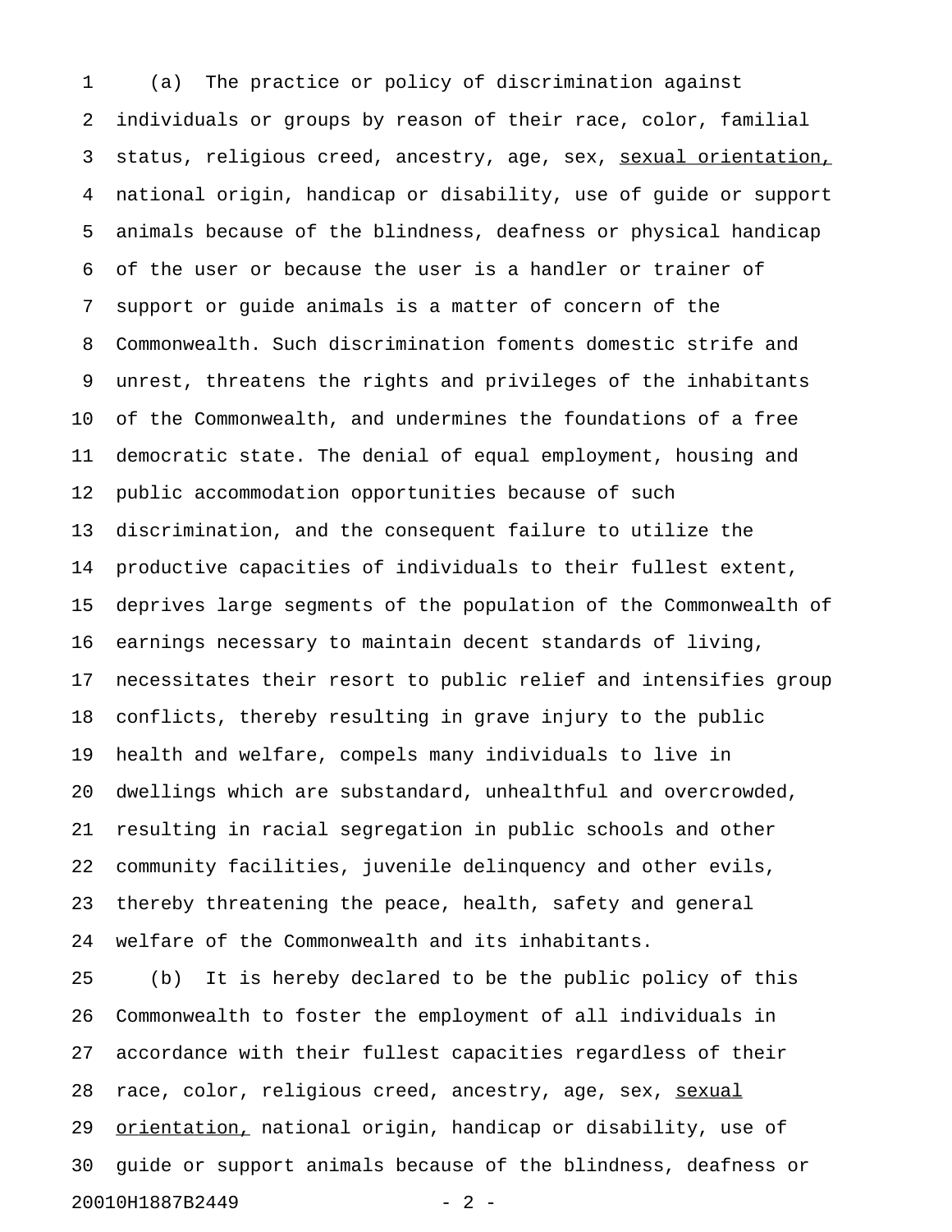(a) The practice or policy of discrimination against individuals or groups by reason of their race, color, familial status, religious creed, ancestry, age, sex, <u>sexual orientation,</u> national origin, handicap or disability, use of guide or support animals because of the blindness, deafness or physical handicap of the user or because the user is a handler or trainer of support or guide animals is a matter of concern of the Commonwealth. Such discrimination foments domestic strife and unrest, threatens the rights and privileges of the inhabitants of the Commonwealth, and undermines the foundations of a free democratic state. The denial of equal employment, housing and public accommodation opportunities because of such discrimination, and the consequent failure to utilize the productive capacities of individuals to their fullest extent, deprives large segments of the population of the Commonwealth of earnings necessary to maintain decent standards of living, necessitates their resort to public relief and intensifies group conflicts, thereby resulting in grave injury to the public health and welfare, compels many individuals to live in dwellings which are substandard, unhealthful and overcrowded, resulting in racial segregation in public schools and other community facilities, juvenile delinquency and other evils, thereby threatening the peace, health, safety and general welfare of the Commonwealth and its inhabitants.

(b) It is hereby declared to be the public policy of this Commonwealth to foster the employment of all individuals in accordance with their fullest capacities regardless of their race, color, religious creed, ancestry, age, sex, <u>sexual orientation,</u> national origin, handicap or disability, use of guide or support animals because of the blindness, deafness or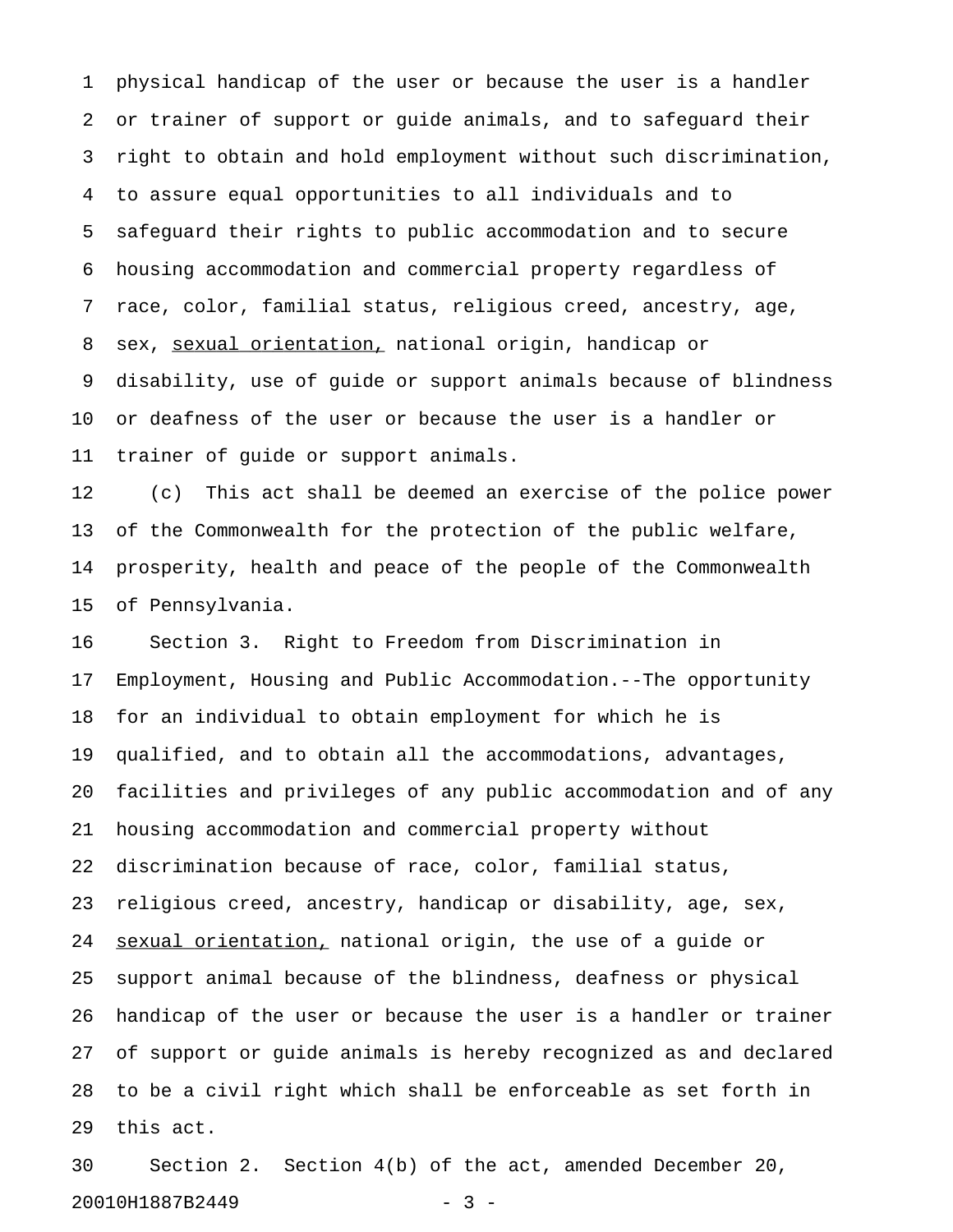physical handicap of the user or because the user is a handler or trainer of support or guide animals, and to safeguard their right to obtain and hold employment without such discrimination, to assure equal opportunities to all individuals and to safeguard their rights to public accommodation and to secure housing accommodation and commercial property regardless of race, color, familial status, religious creed, ancestry, age, sex, <u>sexual orientation,</u> national origin, handicap or disability, use of guide or support animals because of blindness or deafness of the user or because the user is a handler or trainer of guide or support animals.

(c) This act shall be deemed an exercise of the police power of the Commonwealth for the protection of the public welfare, prosperity, health and peace of the people of the Commonwealth of Pennsylvania.

Section 3. Right to Freedom from Discrimination in Employment, Housing and Public Accommodation.--The opportunity for an individual to obtain employment for which he is qualified, and to obtain all the accommodations, advantages, facilities and privileges of any public accommodation and of any housing accommodation and commercial property without discrimination because of race, color, familial status, religious creed, ancestry, handicap or disability, age, sex, <u>sexual orientation,</u> national origin, the use of a guide or support animal because of the blindness, deafness or physical handicap of the user or because the user is a handler or trainer of support or guide animals is hereby recognized as and declared to be a civil right which shall be enforceable as set forth in this act.

Section 2. Section 4(b) of the act, amended December 20,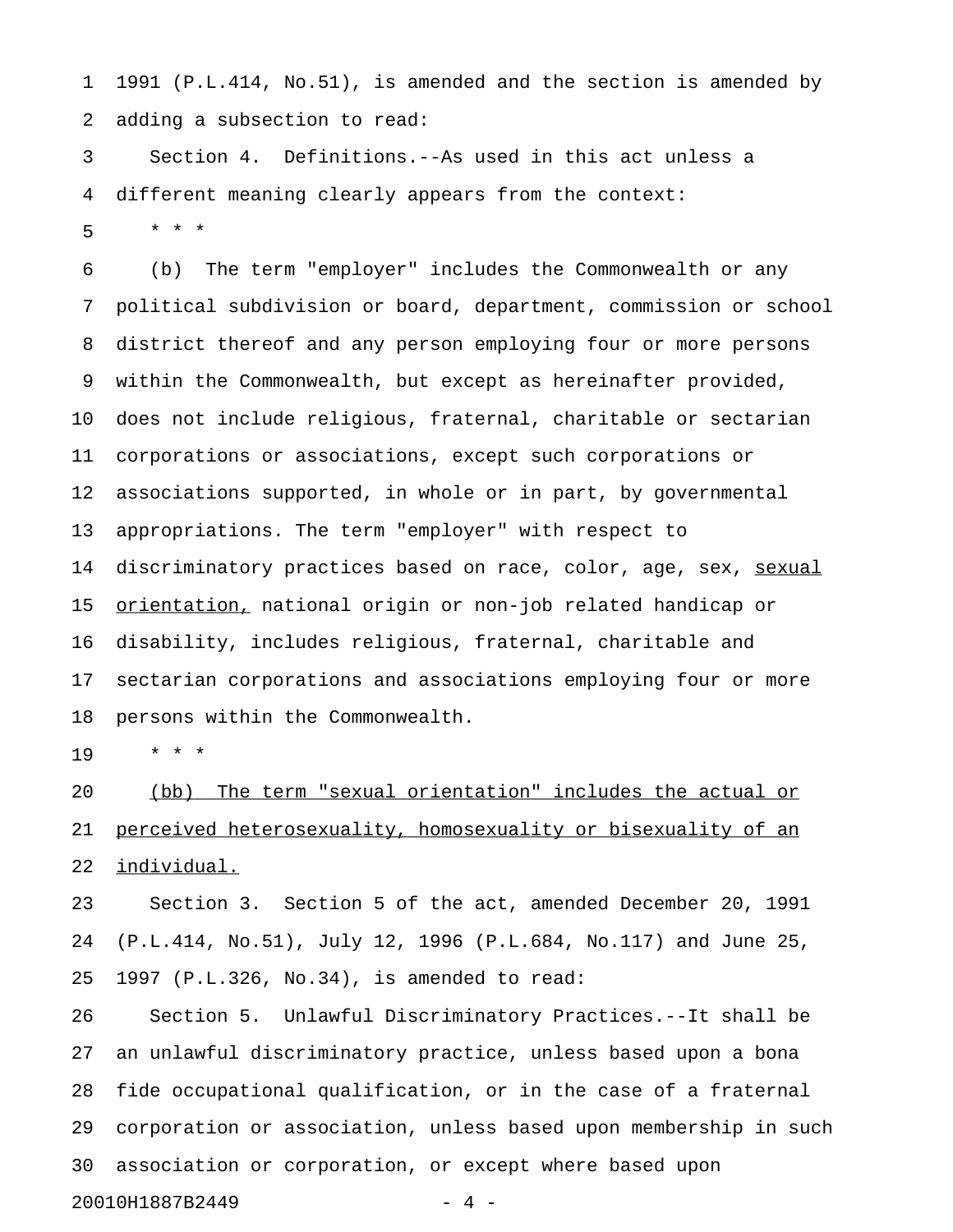1991 (P.L.414, No.51), is amended and the section is amended by adding a subsection to read:

Section 4. Definitions.--As used in this act unless a different meaning clearly appears from the context:

* * *

(b) The term "employer" includes the Commonwealth or any political subdivision or board, department, commission or school district thereof and any person employing four or more persons within the Commonwealth, but except as hereinafter provided, does not include religious, fraternal, charitable or sectarian corporations or associations, except such corporations or associations supported, in whole or in part, by governmental appropriations. The term "employer" with respect to discriminatory practices based on race, color, age, sex, <u>sexual orientation,</u> national origin or non-job related handicap or disability, includes religious, fraternal, charitable and sectarian corporations and associations employing four or more persons within the Commonwealth.

* * *

<u>(bb) The term "sexual orientation" includes the actual or perceived heterosexuality, homosexuality or bisexuality of an individual.</u>

Section 3. Section 5 of the act, amended December 20, 1991 (P.L.414, No.51), July 12, 1996 (P.L.684, No.117) and June 25, 1997 (P.L.326, No.34), is amended to read:

Section 5. Unlawful Discriminatory Practices.--It shall be an unlawful discriminatory practice, unless based upon a bona fide occupational qualification, or in the case of a fraternal corporation or association, unless based upon membership in such association or corporation, or except where based upon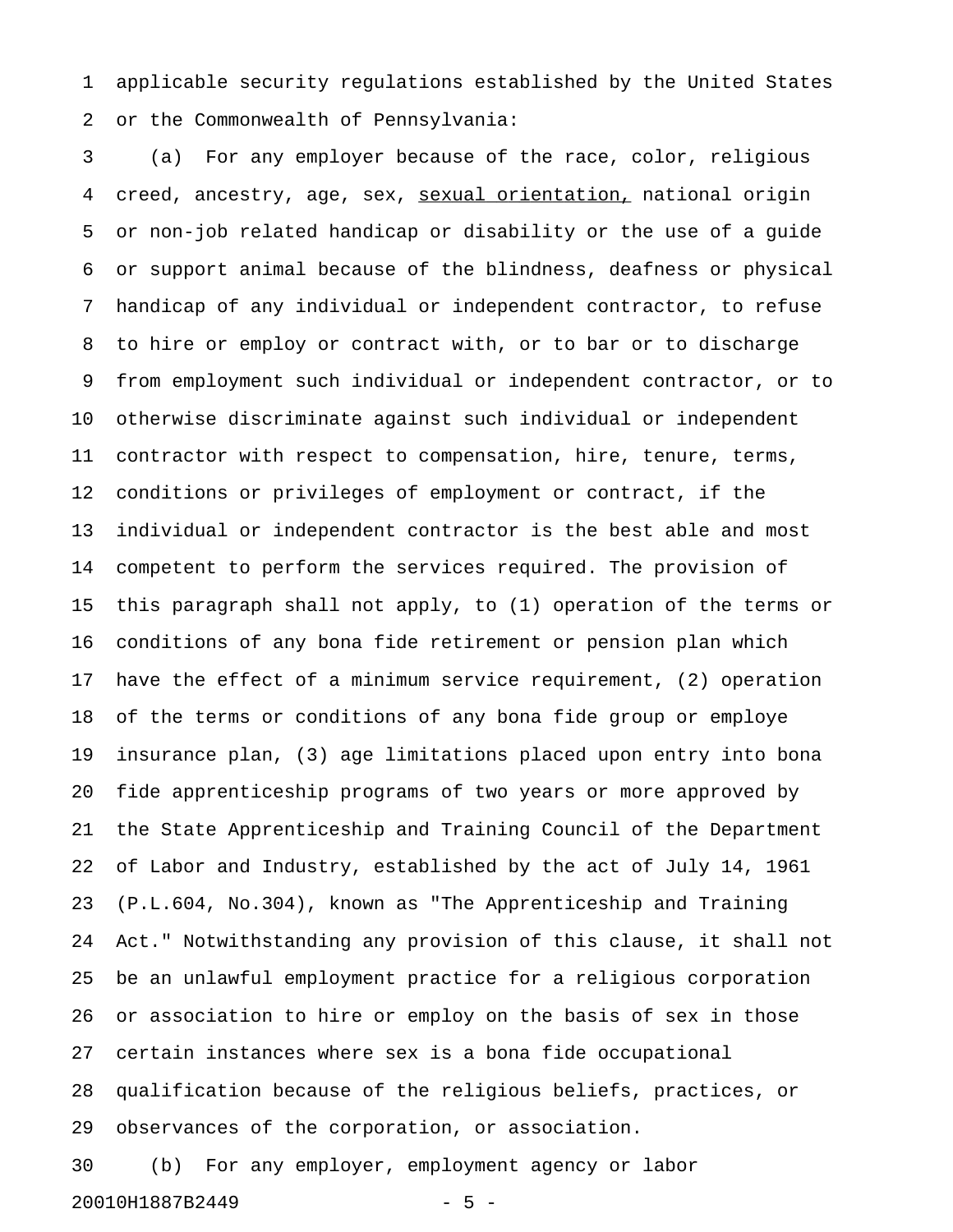applicable security regulations established by the United States or the Commonwealth of Pennsylvania:

(a) For any employer because of the race, color, religious creed, ancestry, age, sex, <u>sexual orientation,</u> national origin or non-job related handicap or disability or the use of a guide or support animal because of the blindness, deafness or physical handicap of any individual or independent contractor, to refuse to hire or employ or contract with, or to bar or to discharge from employment such individual or independent contractor, or to otherwise discriminate against such individual or independent contractor with respect to compensation, hire, tenure, terms, conditions or privileges of employment or contract, if the individual or independent contractor is the best able and most competent to perform the services required. The provision of this paragraph shall not apply, to (1) operation of the terms or conditions of any bona fide retirement or pension plan which have the effect of a minimum service requirement, (2) operation of the terms or conditions of any bona fide group or employe insurance plan, (3) age limitations placed upon entry into bona fide apprenticeship programs of two years or more approved by the State Apprenticeship and Training Council of the Department of Labor and Industry, established by the act of July 14, 1961 (P.L.604, No.304), known as "The Apprenticeship and Training Act." Notwithstanding any provision of this clause, it shall not be an unlawful employment practice for a religious corporation or association to hire or employ on the basis of sex in those certain instances where sex is a bona fide occupational qualification because of the religious beliefs, practices, or observances of the corporation, or association.

(b) For any employer, employment agency or labor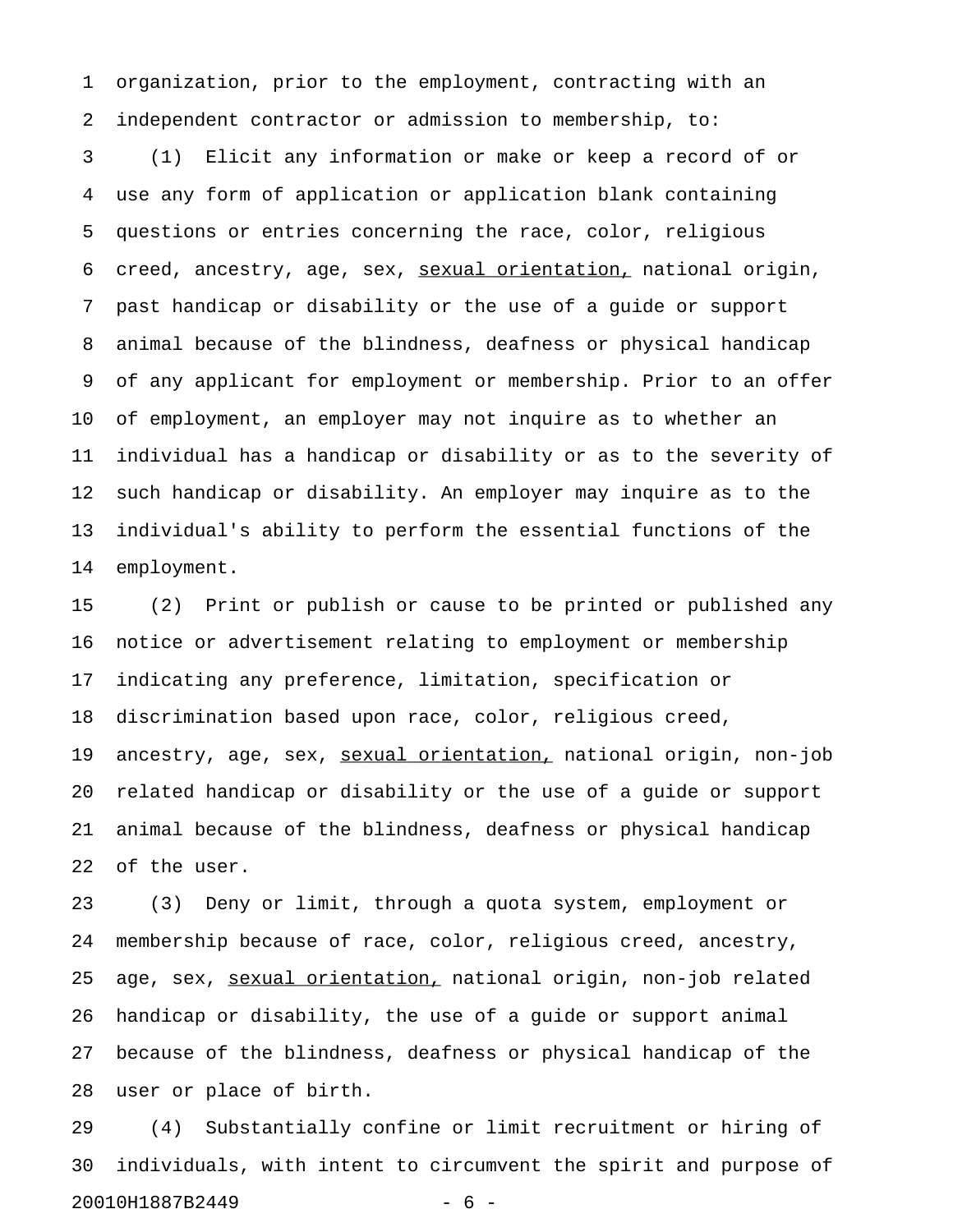organization, prior to the employment, contracting with an independent contractor or admission to membership, to:

(1) Elicit any information or make or keep a record of or use any form of application or application blank containing questions or entries concerning the race, color, religious creed, ancestry, age, sex, <u>sexual orientation,</u> national origin, past handicap or disability or the use of a guide or support animal because of the blindness, deafness or physical handicap of any applicant for employment or membership. Prior to an offer of employment, an employer may not inquire as to whether an individual has a handicap or disability or as to the severity of such handicap or disability. An employer may inquire as to the individual's ability to perform the essential functions of the employment.

(2) Print or publish or cause to be printed or published any notice or advertisement relating to employment or membership indicating any preference, limitation, specification or discrimination based upon race, color, religious creed, ancestry, age, sex, <u>sexual orientation,</u> national origin, non-job related handicap or disability or the use of a guide or support animal because of the blindness, deafness or physical handicap of the user.

(3) Deny or limit, through a quota system, employment or membership because of race, color, religious creed, ancestry, age, sex, <u>sexual orientation,</u> national origin, non-job related handicap or disability, the use of a guide or support animal because of the blindness, deafness or physical handicap of the user or place of birth.

(4) Substantially confine or limit recruitment or hiring of individuals, with intent to circumvent the spirit and purpose of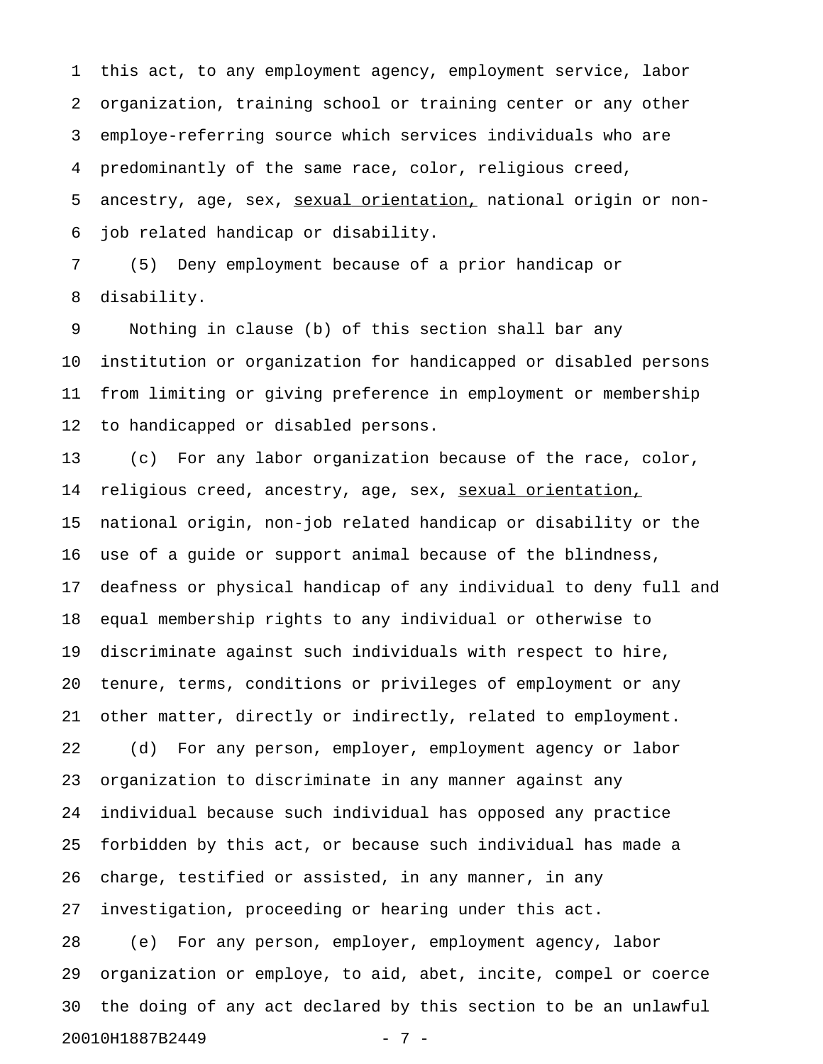this act, to any employment agency, employment service, labor organization, training school or training center or any other employe-referring source which services individuals who are predominantly of the same race, color, religious creed, ancestry, age, sex, <u>sexual orientation,</u> national origin or non-job related handicap or disability.

(5) Deny employment because of a prior handicap or disability.

Nothing in clause (b) of this section shall bar any institution or organization for handicapped or disabled persons from limiting or giving preference in employment or membership to handicapped or disabled persons.

(c) For any labor organization because of the race, color, religious creed, ancestry, age, sex, <u>sexual orientation,</u> national origin, non-job related handicap or disability or the use of a guide or support animal because of the blindness, deafness or physical handicap of any individual to deny full and equal membership rights to any individual or otherwise to discriminate against such individuals with respect to hire, tenure, terms, conditions or privileges of employment or any other matter, directly or indirectly, related to employment.

(d) For any person, employer, employment agency or labor organization to discriminate in any manner against any individual because such individual has opposed any practice forbidden by this act, or because such individual has made a charge, testified or assisted, in any manner, in any investigation, proceeding or hearing under this act.

(e) For any person, employer, employment agency, labor organization or employe, to aid, abet, incite, compel or coerce the doing of any act declared by this section to be an unlawful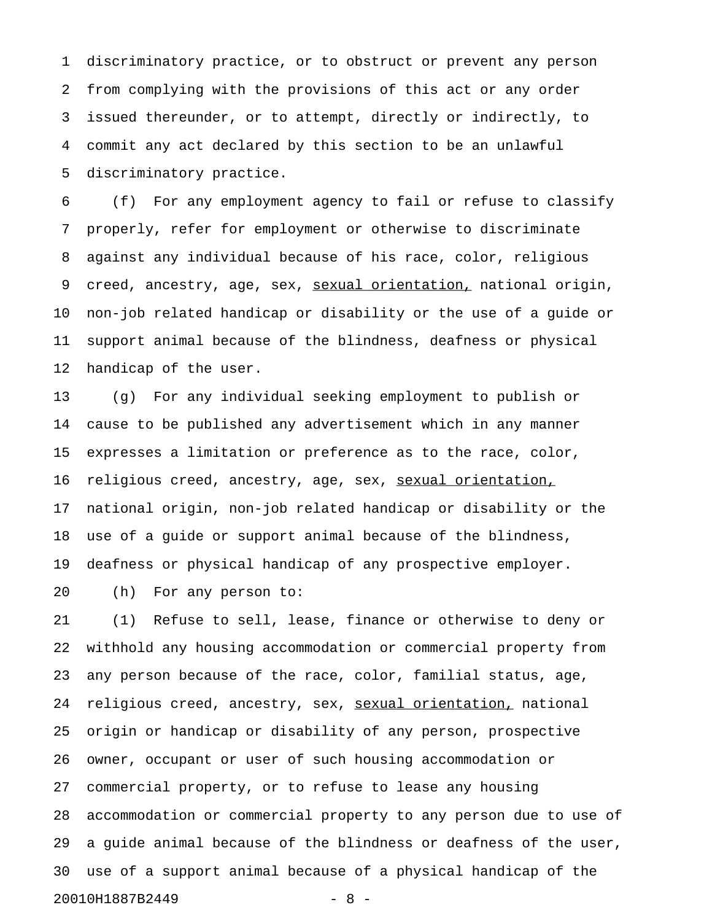discriminatory practice, or to obstruct or prevent any person from complying with the provisions of this act or any order issued thereunder, or to attempt, directly or indirectly, to commit any act declared by this section to be an unlawful discriminatory practice.

(f) For any employment agency to fail or refuse to classify properly, refer for employment or otherwise to discriminate against any individual because of his race, color, religious creed, ancestry, age, sex, <u>sexual orientation,</u> national origin, non-job related handicap or disability or the use of a guide or support animal because of the blindness, deafness or physical handicap of the user.

(g) For any individual seeking employment to publish or cause to be published any advertisement which in any manner expresses a limitation or preference as to the race, color, religious creed, ancestry, age, sex, <u>sexual orientation,</u> national origin, non-job related handicap or disability or the use of a guide or support animal because of the blindness, deafness or physical handicap of any prospective employer.

(h) For any person to:

(1) Refuse to sell, lease, finance or otherwise to deny or withhold any housing accommodation or commercial property from any person because of the race, color, familial status, age, religious creed, ancestry, sex, <u>sexual orientation,</u> national origin or handicap or disability of any person, prospective owner, occupant or user of such housing accommodation or commercial property, or to refuse to lease any housing accommodation or commercial property to any person due to use of a guide animal because of the blindness or deafness of the user, use of a support animal because of a physical handicap of the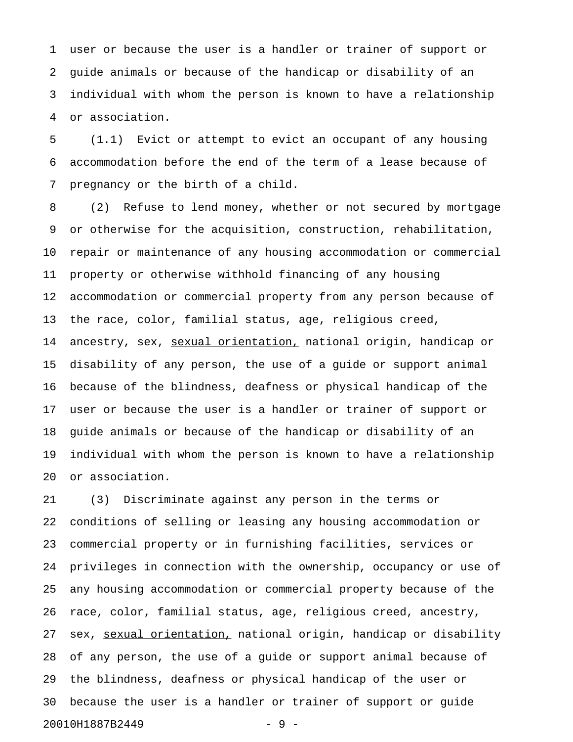user or because the user is a handler or trainer of support or guide animals or because of the handicap or disability of an individual with whom the person is known to have a relationship or association.

(1.1) Evict or attempt to evict an occupant of any housing accommodation before the end of the term of a lease because of pregnancy or the birth of a child.

(2) Refuse to lend money, whether or not secured by mortgage or otherwise for the acquisition, construction, rehabilitation, repair or maintenance of any housing accommodation or commercial property or otherwise withhold financing of any housing accommodation or commercial property from any person because of the race, color, familial status, age, religious creed, ancestry, sex, <u>sexual orientation,</u> national origin, handicap or disability of any person, the use of a guide or support animal because of the blindness, deafness or physical handicap of the user or because the user is a handler or trainer of support or guide animals or because of the handicap or disability of an individual with whom the person is known to have a relationship or association.

(3) Discriminate against any person in the terms or conditions of selling or leasing any housing accommodation or commercial property or in furnishing facilities, services or privileges in connection with the ownership, occupancy or use of any housing accommodation or commercial property because of the race, color, familial status, age, religious creed, ancestry, sex, <u>sexual orientation,</u> national origin, handicap or disability of any person, the use of a guide or support animal because of the blindness, deafness or physical handicap of the user or because the user is a handler or trainer of support or guide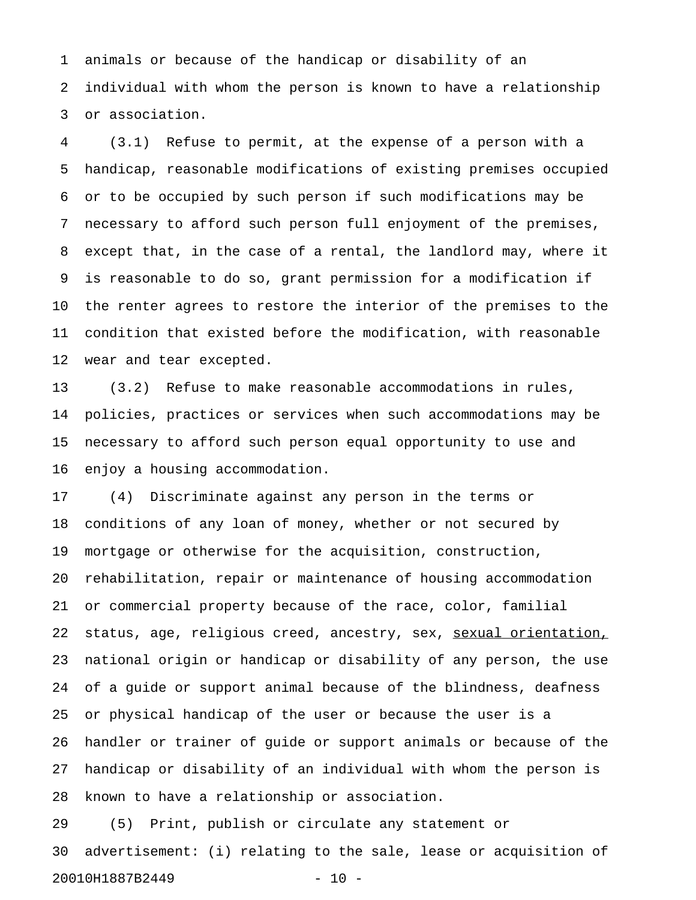animals or because of the handicap or disability of an individual with whom the person is known to have a relationship or association.

(3.1) Refuse to permit, at the expense of a person with a handicap, reasonable modifications of existing premises occupied or to be occupied by such person if such modifications may be necessary to afford such person full enjoyment of the premises, except that, in the case of a rental, the landlord may, where it is reasonable to do so, grant permission for a modification if the renter agrees to restore the interior of the premises to the condition that existed before the modification, with reasonable wear and tear excepted.

(3.2) Refuse to make reasonable accommodations in rules, policies, practices or services when such accommodations may be necessary to afford such person equal opportunity to use and enjoy a housing accommodation.

(4) Discriminate against any person in the terms or conditions of any loan of money, whether or not secured by mortgage or otherwise for the acquisition, construction, rehabilitation, repair or maintenance of housing accommodation or commercial property because of the race, color, familial status, age, religious creed, ancestry, sex, <u>sexual orientation,</u> national origin or handicap or disability of any person, the use of a guide or support animal because of the blindness, deafness or physical handicap of the user or because the user is a handler or trainer of guide or support animals or because of the handicap or disability of an individual with whom the person is known to have a relationship or association.

(5) Print, publish or circulate any statement or advertisement: (i) relating to the sale, lease or acquisition of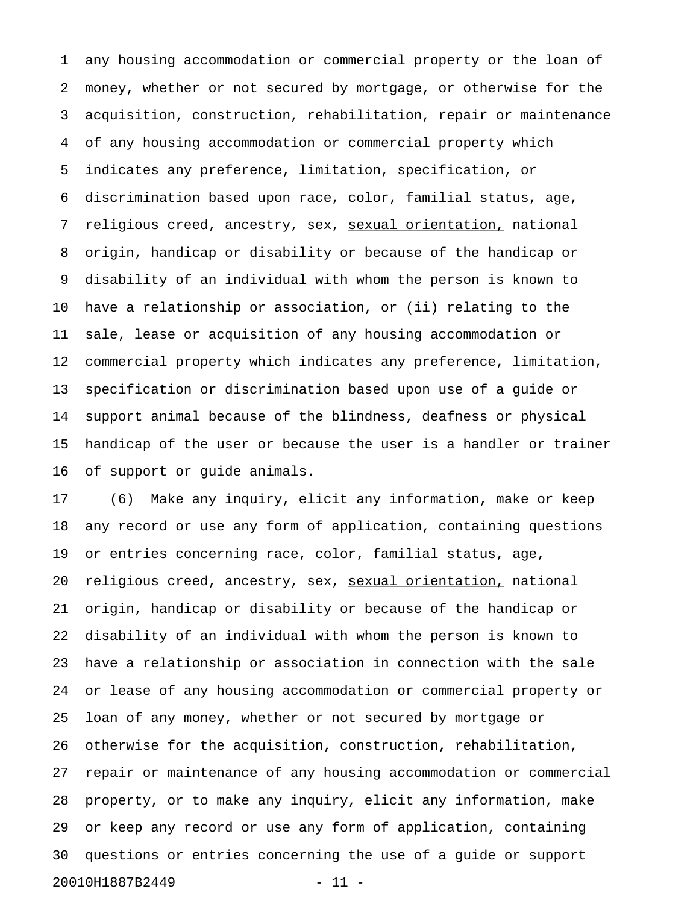any housing accommodation or commercial property or the loan of money, whether or not secured by mortgage, or otherwise for the acquisition, construction, rehabilitation, repair or maintenance of any housing accommodation or commercial property which indicates any preference, limitation, specification, or discrimination based upon race, color, familial status, age, religious creed, ancestry, sex, <u>sexual orientation,</u> national origin, handicap or disability or because of the handicap or disability of an individual with whom the person is known to have a relationship or association, or (ii) relating to the sale, lease or acquisition of any housing accommodation or commercial property which indicates any preference, limitation, specification or discrimination based upon use of a guide or support animal because of the blindness, deafness or physical handicap of the user or because the user is a handler or trainer of support or guide animals.

(6) Make any inquiry, elicit any information, make or keep any record or use any form of application, containing questions or entries concerning race, color, familial status, age, religious creed, ancestry, sex, <u>sexual orientation,</u> national origin, handicap or disability or because of the handicap or disability of an individual with whom the person is known to have a relationship or association in connection with the sale or lease of any housing accommodation or commercial property or loan of any money, whether or not secured by mortgage or otherwise for the acquisition, construction, rehabilitation, repair or maintenance of any housing accommodation or commercial property, or to make any inquiry, elicit any information, make or keep any record or use any form of application, containing questions or entries concerning the use of a guide or support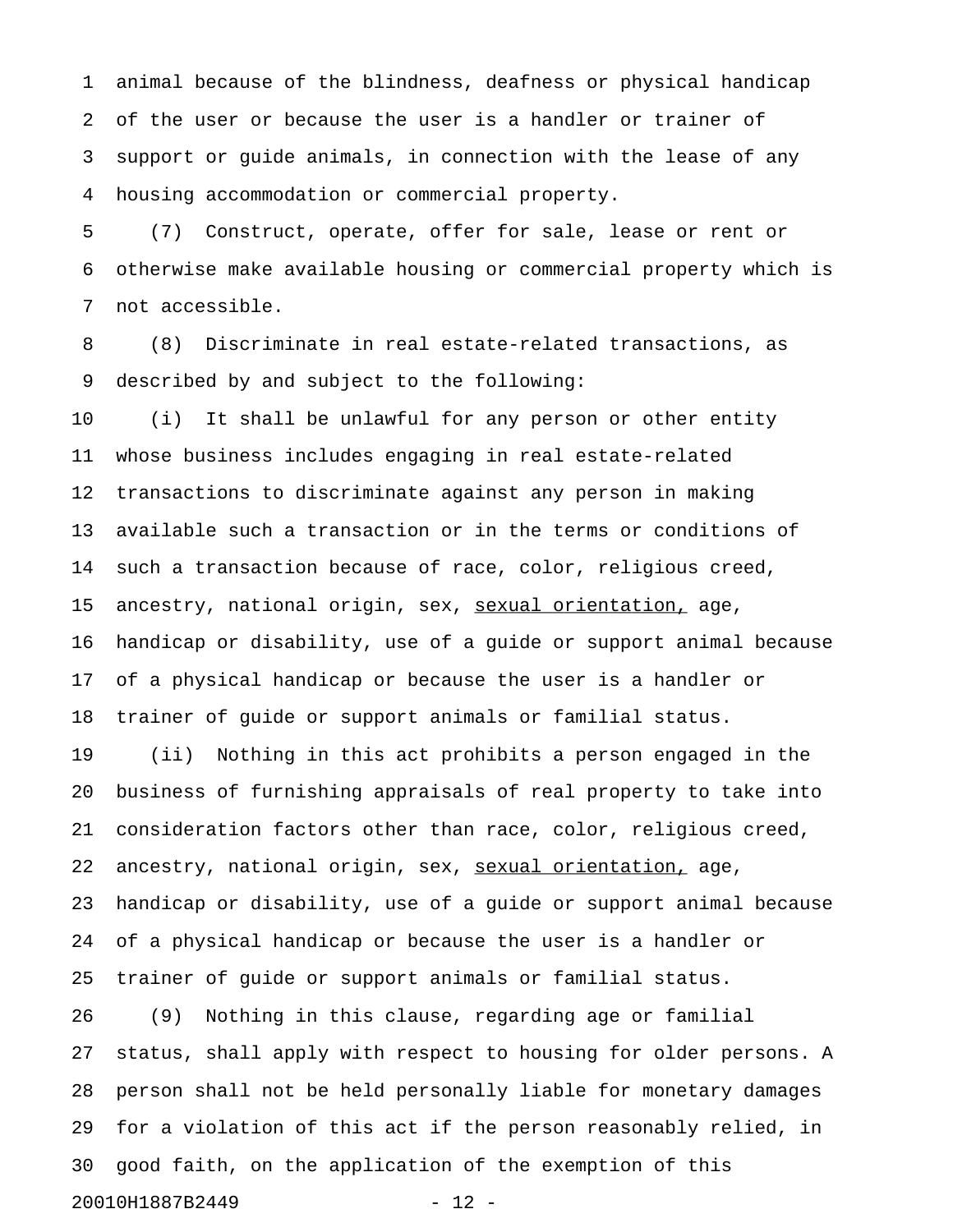animal because of the blindness, deafness or physical handicap of the user or because the user is a handler or trainer of support or guide animals, in connection with the lease of any housing accommodation or commercial property.

(7) Construct, operate, offer for sale, lease or rent or otherwise make available housing or commercial property which is not accessible.

(8) Discriminate in real estate-related transactions, as described by and subject to the following:

(i) It shall be unlawful for any person or other entity whose business includes engaging in real estate-related transactions to discriminate against any person in making available such a transaction or in the terms or conditions of such a transaction because of race, color, religious creed, ancestry, national origin, sex, <u>sexual orientation,</u> age, handicap or disability, use of a guide or support animal because of a physical handicap or because the user is a handler or trainer of guide or support animals or familial status.

(ii) Nothing in this act prohibits a person engaged in the business of furnishing appraisals of real property to take into consideration factors other than race, color, religious creed, ancestry, national origin, sex, <u>sexual orientation,</u> age, handicap or disability, use of a guide or support animal because of a physical handicap or because the user is a handler or trainer of guide or support animals or familial status.

(9) Nothing in this clause, regarding age or familial status, shall apply with respect to housing for older persons. A person shall not be held personally liable for monetary damages for a violation of this act if the person reasonably relied, in good faith, on the application of the exemption of this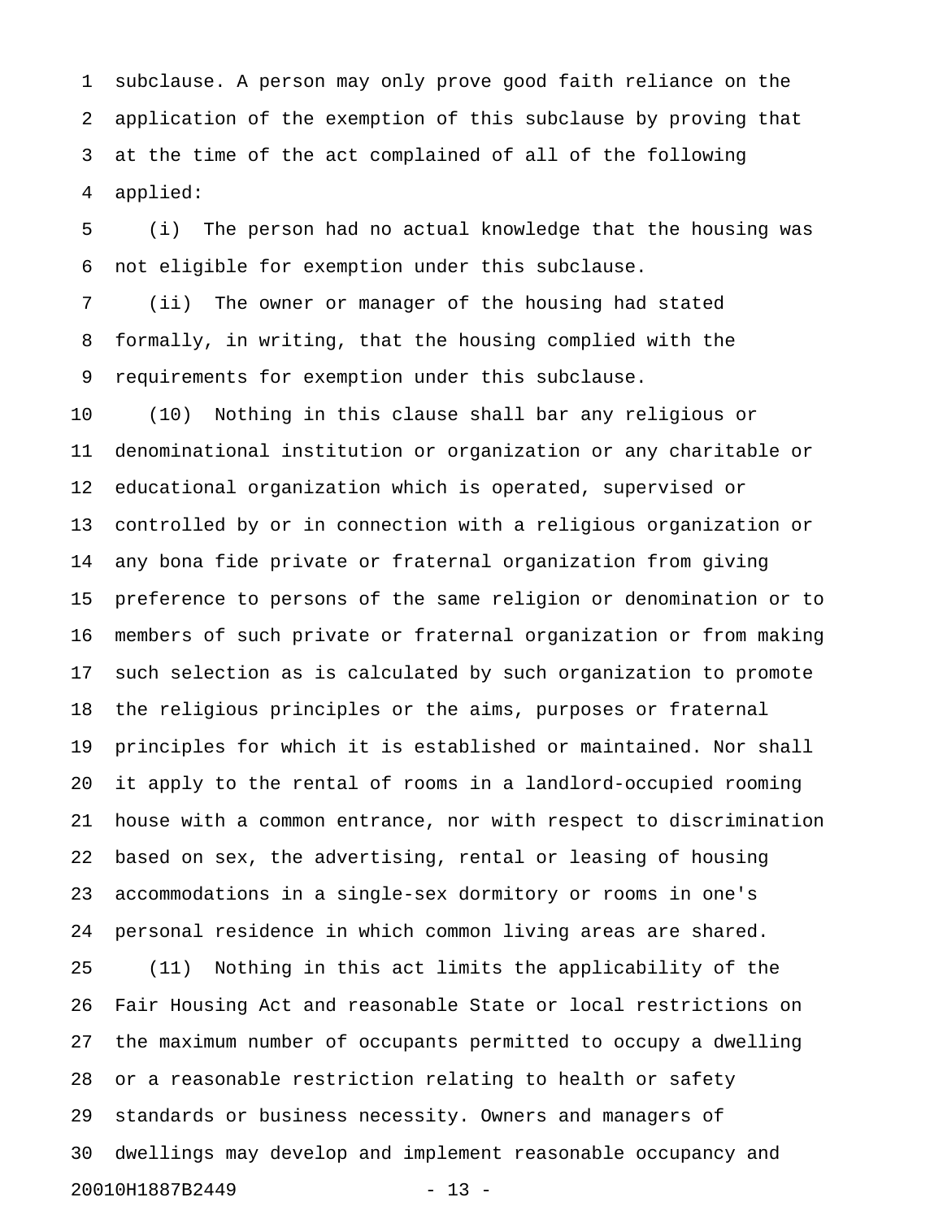subclause. A person may only prove good faith reliance on the application of the exemption of this subclause by proving that at the time of the act complained of all of the following applied:

(i) The person had no actual knowledge that the housing was not eligible for exemption under this subclause.

(ii) The owner or manager of the housing had stated formally, in writing, that the housing complied with the requirements for exemption under this subclause.

(10) Nothing in this clause shall bar any religious or denominational institution or organization or any charitable or educational organization which is operated, supervised or controlled by or in connection with a religious organization or any bona fide private or fraternal organization from giving preference to persons of the same religion or denomination or to members of such private or fraternal organization or from making such selection as is calculated by such organization to promote the religious principles or the aims, purposes or fraternal principles for which it is established or maintained. Nor shall it apply to the rental of rooms in a landlord-occupied rooming house with a common entrance, nor with respect to discrimination based on sex, the advertising, rental or leasing of housing accommodations in a single-sex dormitory or rooms in one's personal residence in which common living areas are shared.

(11) Nothing in this act limits the applicability of the Fair Housing Act and reasonable State or local restrictions on the maximum number of occupants permitted to occupy a dwelling or a reasonable restriction relating to health or safety standards or business necessity. Owners and managers of dwellings may develop and implement reasonable occupancy and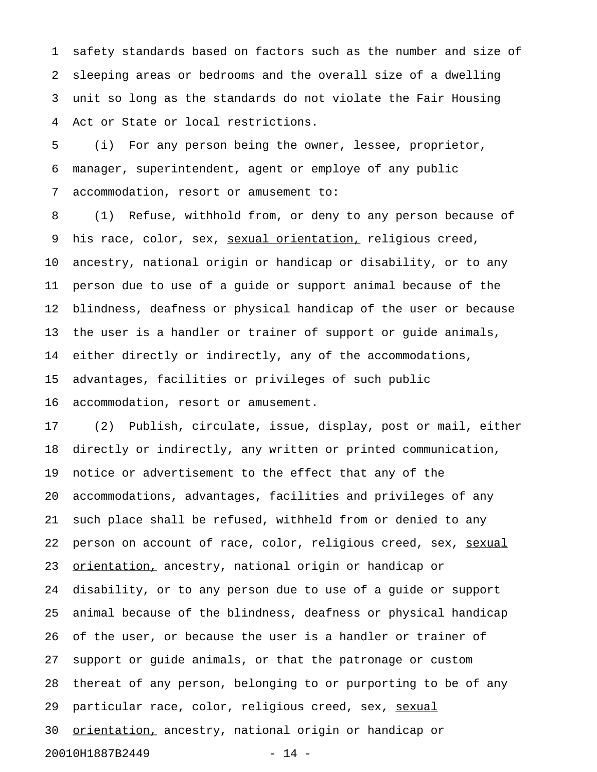safety standards based on factors such as the number and size of sleeping areas or bedrooms and the overall size of a dwelling unit so long as the standards do not violate the Fair Housing Act or State or local restrictions.

(i) For any person being the owner, lessee, proprietor, manager, superintendent, agent or employe of any public accommodation, resort or amusement to:

(1) Refuse, withhold from, or deny to any person because of his race, color, sex, <u>sexual orientation,</u> religious creed, ancestry, national origin or handicap or disability, or to any person due to use of a guide or support animal because of the blindness, deafness or physical handicap of the user or because the user is a handler or trainer of support or guide animals, either directly or indirectly, any of the accommodations, advantages, facilities or privileges of such public accommodation, resort or amusement.

(2) Publish, circulate, issue, display, post or mail, either directly or indirectly, any written or printed communication, notice or advertisement to the effect that any of the accommodations, advantages, facilities and privileges of any such place shall be refused, withheld from or denied to any person on account of race, color, religious creed, sex, <u>sexual orientation,</u> ancestry, national origin or handicap or disability, or to any person due to use of a guide or support animal because of the blindness, deafness or physical handicap of the user, or because the user is a handler or trainer of support or guide animals, or that the patronage or custom thereat of any person, belonging to or purporting to be of any particular race, color, religious creed, sex, <u>sexual orientation,</u> ancestry, national origin or handicap or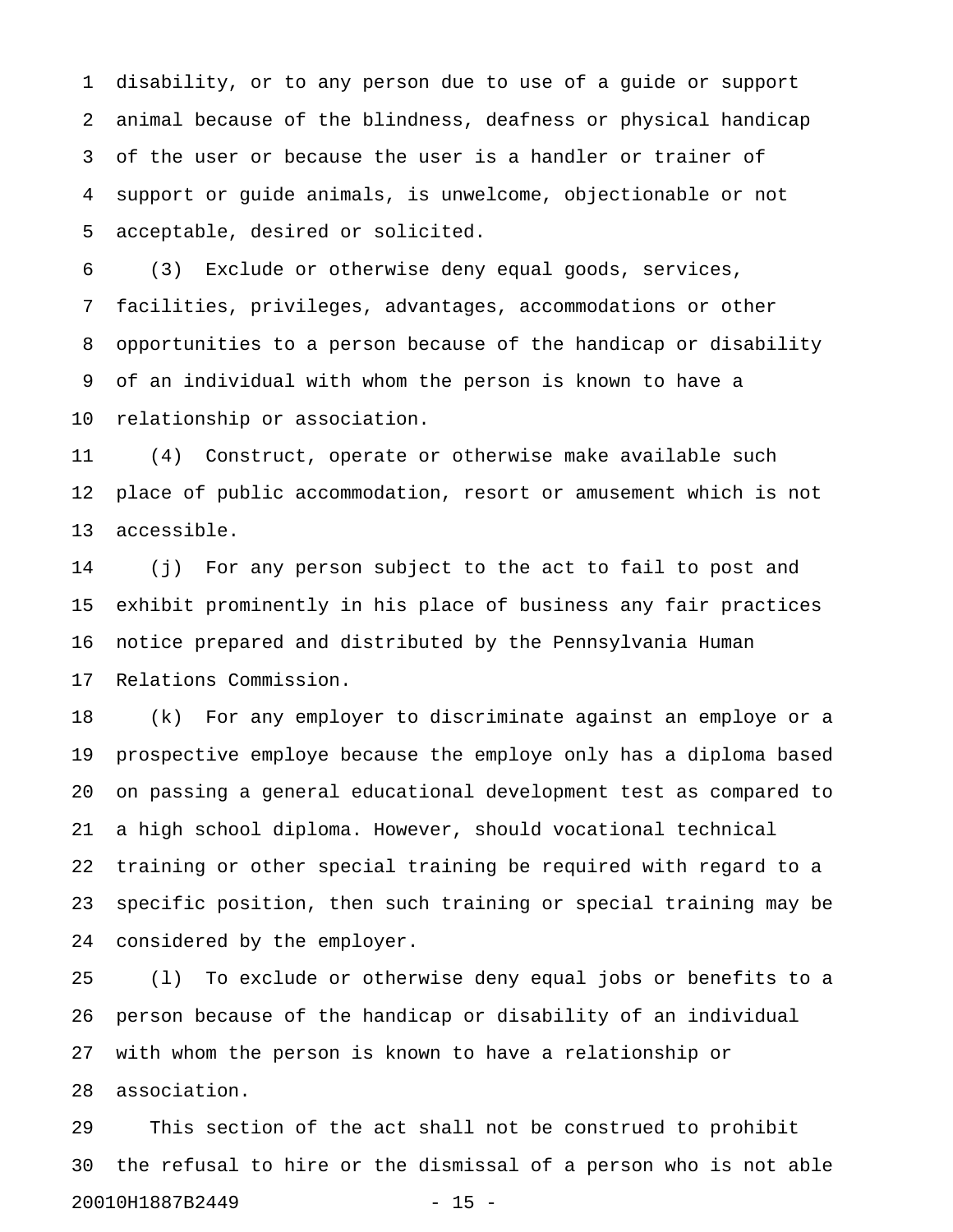disability, or to any person due to use of a guide or support animal because of the blindness, deafness or physical handicap of the user or because the user is a handler or trainer of support or guide animals, is unwelcome, objectionable or not acceptable, desired or solicited.

(3) Exclude or otherwise deny equal goods, services, facilities, privileges, advantages, accommodations or other opportunities to a person because of the handicap or disability of an individual with whom the person is known to have a relationship or association.

(4) Construct, operate or otherwise make available such place of public accommodation, resort or amusement which is not accessible.

(j) For any person subject to the act to fail to post and exhibit prominently in his place of business any fair practices notice prepared and distributed by the Pennsylvania Human Relations Commission.

(k) For any employer to discriminate against an employe or a prospective employe because the employe only has a diploma based on passing a general educational development test as compared to a high school diploma. However, should vocational technical training or other special training be required with regard to a specific position, then such training or special training may be considered by the employer.

(l) To exclude or otherwise deny equal jobs or benefits to a person because of the handicap or disability of an individual with whom the person is known to have a relationship or association.

This section of the act shall not be construed to prohibit the refusal to hire or the dismissal of a person who is not able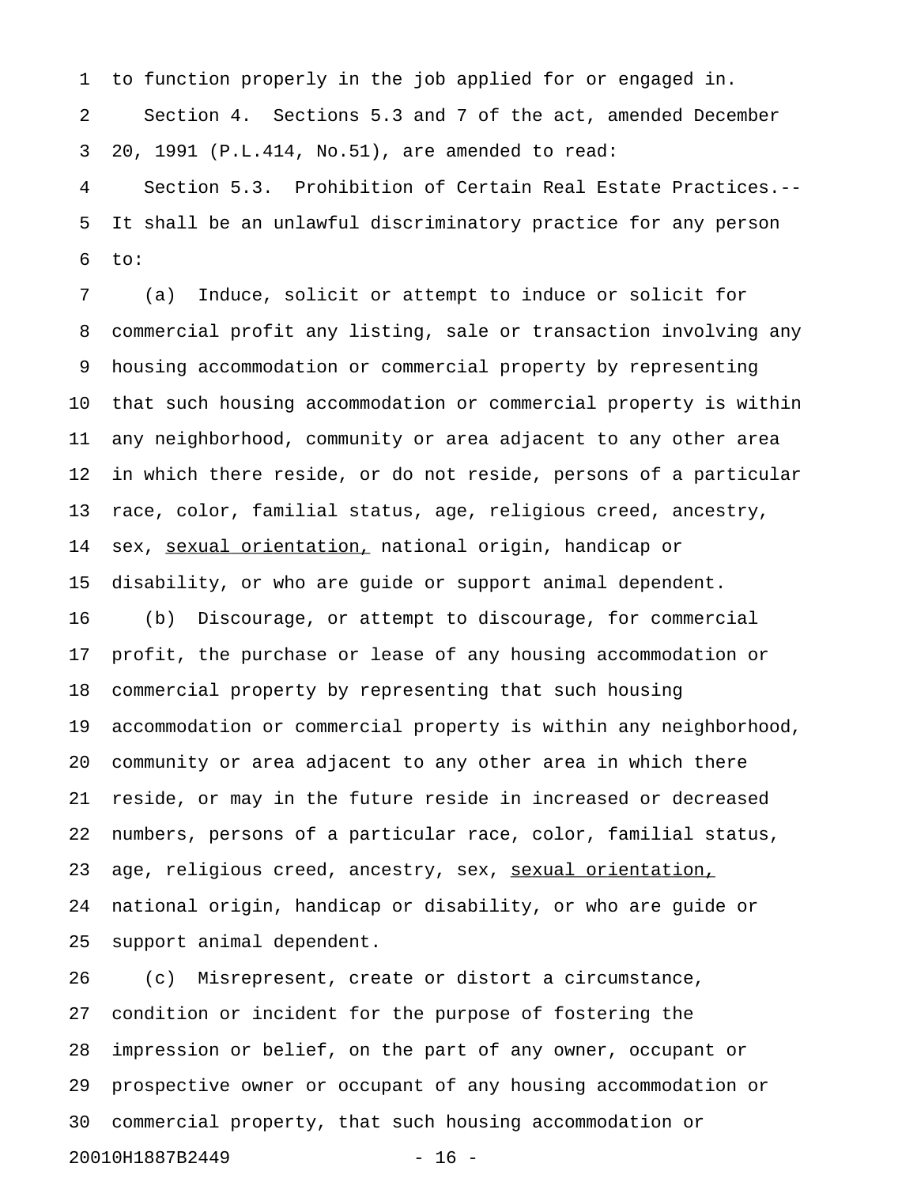to function properly in the job applied for or engaged in.

Section 4. Sections 5.3 and 7 of the act, amended December 20, 1991 (P.L.414, No.51), are amended to read:

Section 5.3. Prohibition of Certain Real Estate Practices.-- It shall be an unlawful discriminatory practice for any person to:

(a) Induce, solicit or attempt to induce or solicit for commercial profit any listing, sale or transaction involving any housing accommodation or commercial property by representing that such housing accommodation or commercial property is within any neighborhood, community or area adjacent to any other area in which there reside, or do not reside, persons of a particular race, color, familial status, age, religious creed, ancestry, sex, <u>sexual orientation,</u> national origin, handicap or disability, or who are guide or support animal dependent.

(b) Discourage, or attempt to discourage, for commercial profit, the purchase or lease of any housing accommodation or commercial property by representing that such housing accommodation or commercial property is within any neighborhood, community or area adjacent to any other area in which there reside, or may in the future reside in increased or decreased numbers, persons of a particular race, color, familial status, age, religious creed, ancestry, sex, <u>sexual orientation,</u> national origin, handicap or disability, or who are guide or support animal dependent.

(c) Misrepresent, create or distort a circumstance, condition or incident for the purpose of fostering the impression or belief, on the part of any owner, occupant or prospective owner or occupant of any housing accommodation or commercial property, that such housing accommodation or

20010H1887B2449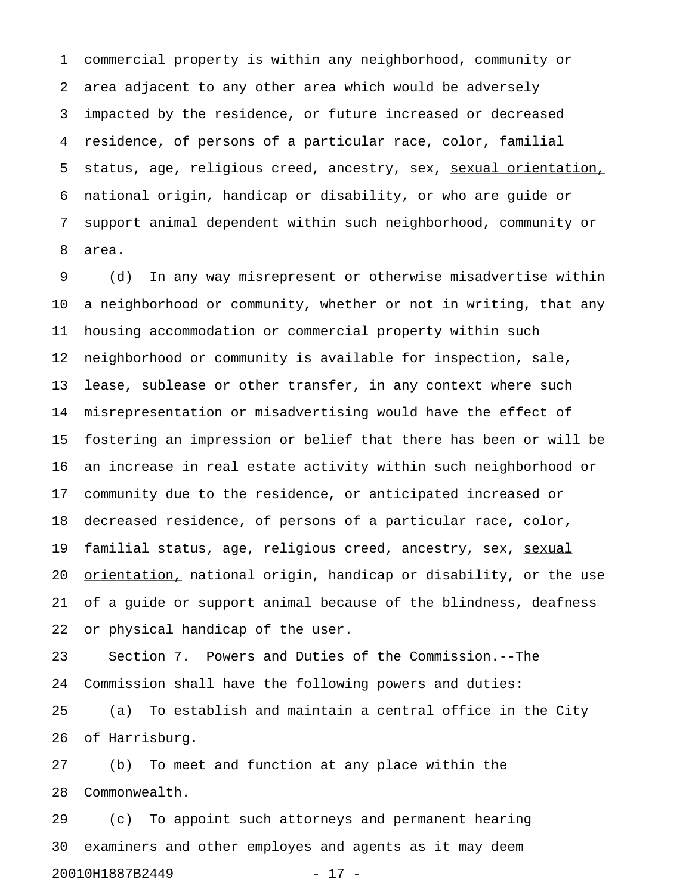commercial property is within any neighborhood, community or area adjacent to any other area which would be adversely impacted by the residence, or future increased or decreased residence, of persons of a particular race, color, familial status, age, religious creed, ancestry, sex, <u>sexual orientation,</u> national origin, handicap or disability, or who are guide or support animal dependent within such neighborhood, community or area.

(d) In any way misrepresent or otherwise misadvertise within a neighborhood or community, whether or not in writing, that any housing accommodation or commercial property within such neighborhood or community is available for inspection, sale, lease, sublease or other transfer, in any context where such misrepresentation or misadvertising would have the effect of fostering an impression or belief that there has been or will be an increase in real estate activity within such neighborhood or community due to the residence, or anticipated increased or decreased residence, of persons of a particular race, color, familial status, age, religious creed, ancestry, sex, <u>sexual orientation,</u> national origin, handicap or disability, or the use of a guide or support animal because of the blindness, deafness or physical handicap of the user.

Section 7. Powers and Duties of the Commission.--The Commission shall have the following powers and duties:

(a) To establish and maintain a central office in the City of Harrisburg.

(b) To meet and function at any place within the Commonwealth.

(c) To appoint such attorneys and permanent hearing examiners and other employes and agents as it may deem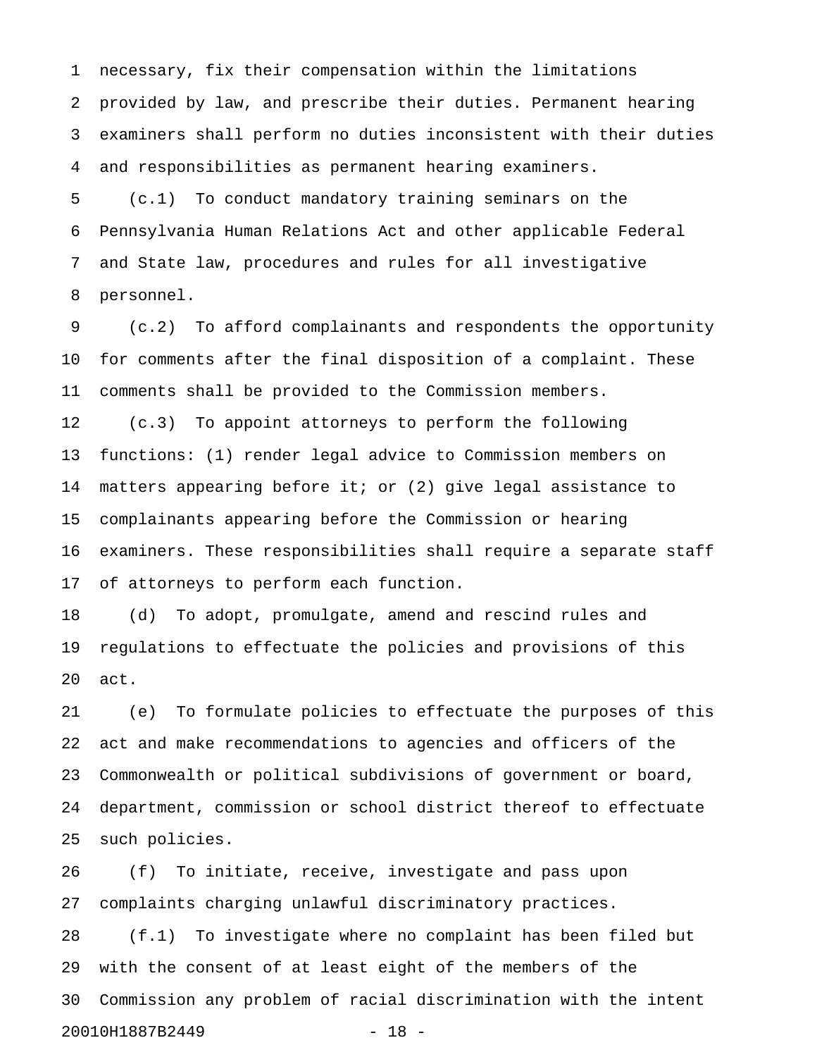necessary, fix their compensation within the limitations provided by law, and prescribe their duties. Permanent hearing examiners shall perform no duties inconsistent with their duties and responsibilities as permanent hearing examiners.

(c.1) To conduct mandatory training seminars on the Pennsylvania Human Relations Act and other applicable Federal and State law, procedures and rules for all investigative personnel.

(c.2) To afford complainants and respondents the opportunity for comments after the final disposition of a complaint. These comments shall be provided to the Commission members.

(c.3) To appoint attorneys to perform the following functions: (1) render legal advice to Commission members on matters appearing before it; or (2) give legal assistance to complainants appearing before the Commission or hearing examiners. These responsibilities shall require a separate staff of attorneys to perform each function.

(d) To adopt, promulgate, amend and rescind rules and regulations to effectuate the policies and provisions of this act.

(e) To formulate policies to effectuate the purposes of this act and make recommendations to agencies and officers of the Commonwealth or political subdivisions of government or board, department, commission or school district thereof to effectuate such policies.

(f) To initiate, receive, investigate and pass upon complaints charging unlawful discriminatory practices.

(f.1) To investigate where no complaint has been filed but with the consent of at least eight of the members of the Commission any problem of racial discrimination with the intent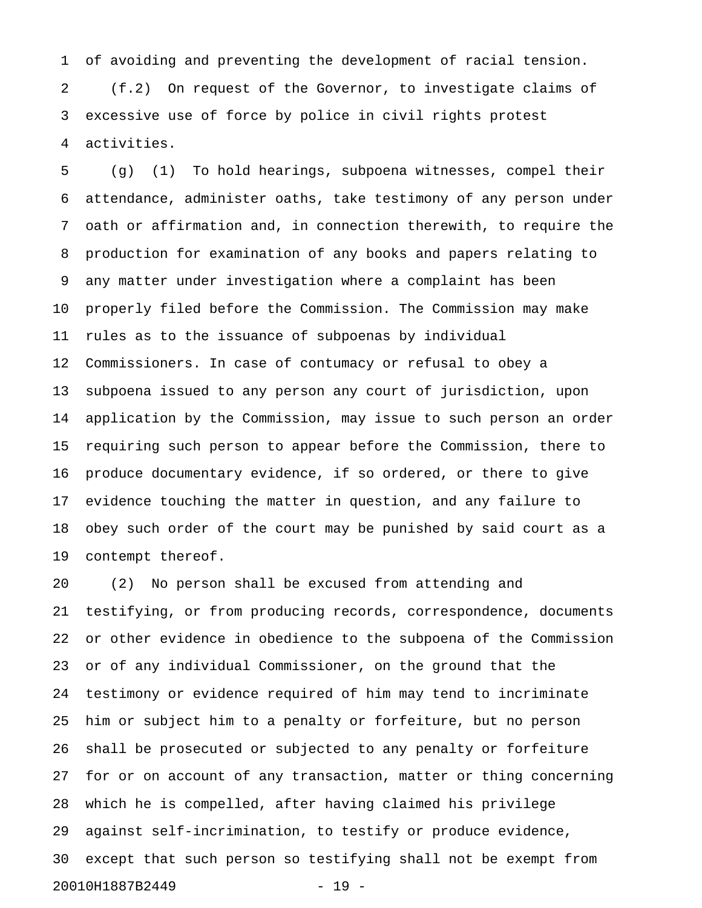of avoiding and preventing the development of racial tension.

(f.2) On request of the Governor, to investigate claims of excessive use of force by police in civil rights protest activities.

(g) (1) To hold hearings, subpoena witnesses, compel their attendance, administer oaths, take testimony of any person under oath or affirmation and, in connection therewith, to require the production for examination of any books and papers relating to any matter under investigation where a complaint has been properly filed before the Commission. The Commission may make rules as to the issuance of subpoenas by individual Commissioners. In case of contumacy or refusal to obey a subpoena issued to any person any court of jurisdiction, upon application by the Commission, may issue to such person an order requiring such person to appear before the Commission, there to produce documentary evidence, if so ordered, or there to give evidence touching the matter in question, and any failure to obey such order of the court may be punished by said court as a contempt thereof.

(2) No person shall be excused from attending and testifying, or from producing records, correspondence, documents or other evidence in obedience to the subpoena of the Commission or of any individual Commissioner, on the ground that the testimony or evidence required of him may tend to incriminate him or subject him to a penalty or forfeiture, but no person shall be prosecuted or subjected to any penalty or forfeiture for or on account of any transaction, matter or thing concerning which he is compelled, after having claimed his privilege against self-incrimination, to testify or produce evidence, except that such person so testifying shall not be exempt from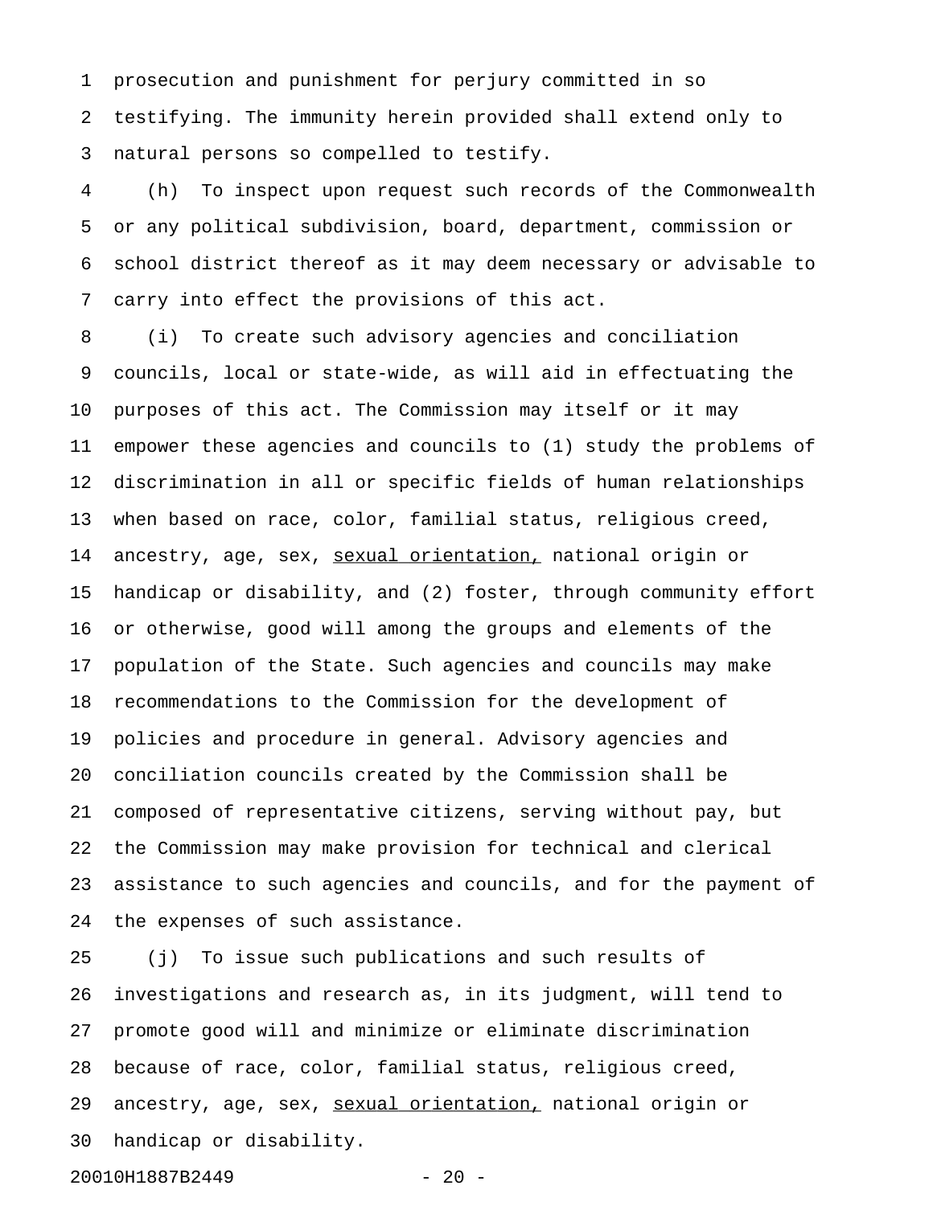prosecution and punishment for perjury committed in so testifying. The immunity herein provided shall extend only to natural persons so compelled to testify.

(h) To inspect upon request such records of the Commonwealth or any political subdivision, board, department, commission or school district thereof as it may deem necessary or advisable to carry into effect the provisions of this act.

(i) To create such advisory agencies and conciliation councils, local or state-wide, as will aid in effectuating the purposes of this act. The Commission may itself or it may empower these agencies and councils to (1) study the problems of discrimination in all or specific fields of human relationships when based on race, color, familial status, religious creed, ancestry, age, sex, <u>sexual orientation,</u> national origin or handicap or disability, and (2) foster, through community effort or otherwise, good will among the groups and elements of the population of the State. Such agencies and councils may make recommendations to the Commission for the development of policies and procedure in general. Advisory agencies and conciliation councils created by the Commission shall be composed of representative citizens, serving without pay, but the Commission may make provision for technical and clerical assistance to such agencies and councils, and for the payment of the expenses of such assistance.

(j) To issue such publications and such results of investigations and research as, in its judgment, will tend to promote good will and minimize or eliminate discrimination because of race, color, familial status, religious creed, ancestry, age, sex, <u>sexual orientation,</u> national origin or handicap or disability.

20010H1887B2449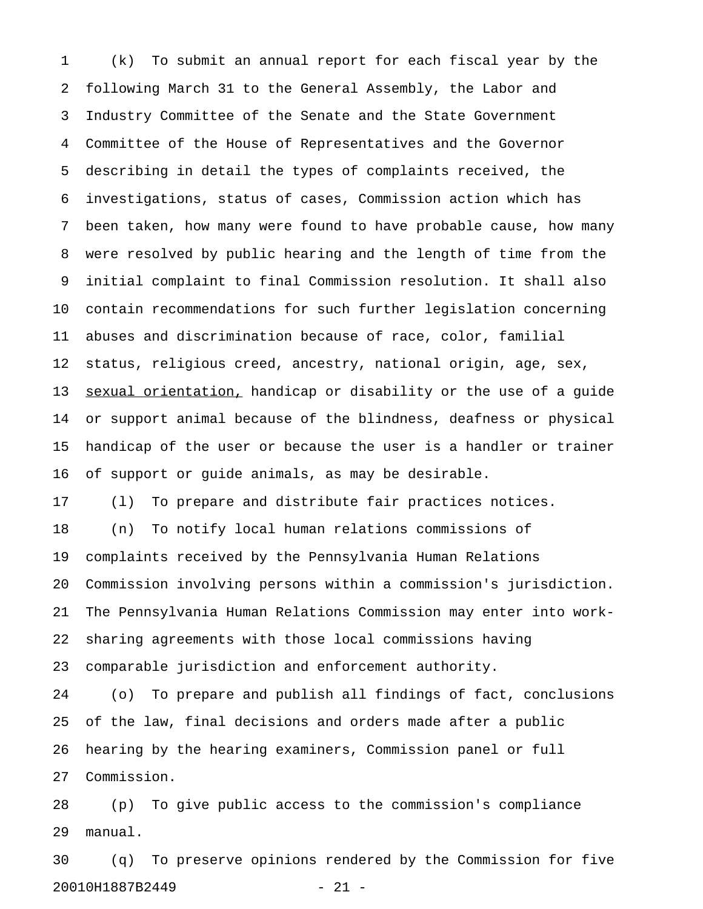(k) To submit an annual report for each fiscal year by the following March 31 to the General Assembly, the Labor and Industry Committee of the Senate and the State Government Committee of the House of Representatives and the Governor describing in detail the types of complaints received, the investigations, status of cases, Commission action which has been taken, how many were found to have probable cause, how many were resolved by public hearing and the length of time from the initial complaint to final Commission resolution. It shall also contain recommendations for such further legislation concerning abuses and discrimination because of race, color, familial status, religious creed, ancestry, national origin, age, sex, <u>sexual orientation,</u> handicap or disability or the use of a guide or support animal because of the blindness, deafness or physical handicap of the user or because the user is a handler or trainer of support or guide animals, as may be desirable.

(l) To prepare and distribute fair practices notices.

(n) To notify local human relations commissions of complaints received by the Pennsylvania Human Relations Commission involving persons within a commission's jurisdiction. The Pennsylvania Human Relations Commission may enter into work-sharing agreements with those local commissions having comparable jurisdiction and enforcement authority.

(o) To prepare and publish all findings of fact, conclusions of the law, final decisions and orders made after a public hearing by the hearing examiners, Commission panel or full Commission.

(p) To give public access to the commission's compliance manual.

(q) To preserve opinions rendered by the Commission for five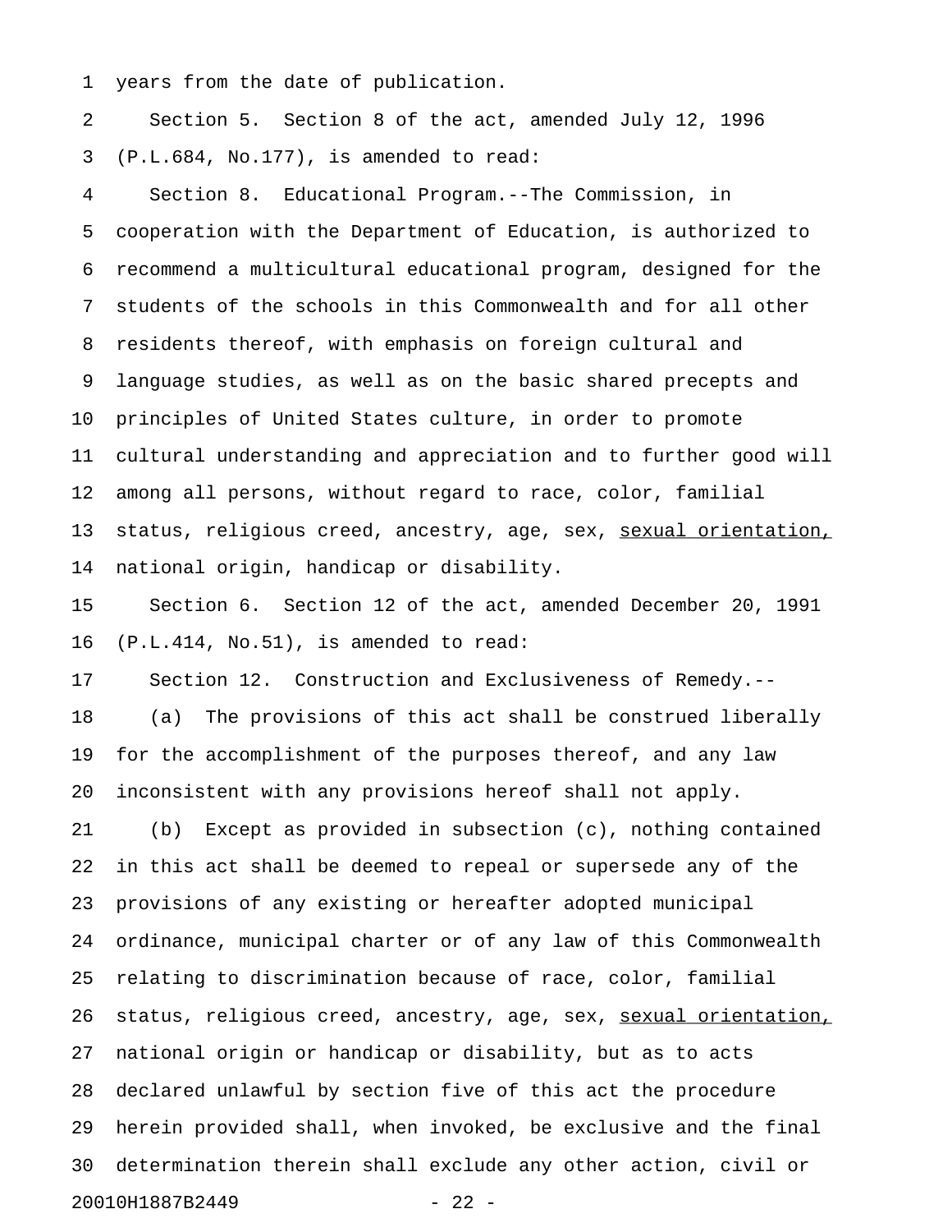years from the date of publication.

Section 5. Section 8 of the act, amended July 12, 1996 (P.L.684, No.177), is amended to read:

Section 8. Educational Program.--The Commission, in cooperation with the Department of Education, is authorized to recommend a multicultural educational program, designed for the students of the schools in this Commonwealth and for all other residents thereof, with emphasis on foreign cultural and language studies, as well as on the basic shared precepts and principles of United States culture, in order to promote cultural understanding and appreciation and to further good will among all persons, without regard to race, color, familial status, religious creed, ancestry, age, sex, <u>sexual orientation,</u> national origin, handicap or disability.

Section 6. Section 12 of the act, amended December 20, 1991 (P.L.414, No.51), is amended to read:

Section 12. Construction and Exclusiveness of Remedy.--

(a) The provisions of this act shall be construed liberally for the accomplishment of the purposes thereof, and any law inconsistent with any provisions hereof shall not apply.

(b) Except as provided in subsection (c), nothing contained in this act shall be deemed to repeal or supersede any of the provisions of any existing or hereafter adopted municipal ordinance, municipal charter or of any law of this Commonwealth relating to discrimination because of race, color, familial status, religious creed, ancestry, age, sex, <u>sexual orientation,</u> national origin or handicap or disability, but as to acts declared unlawful by section five of this act the procedure herein provided shall, when invoked, be exclusive and the final determination therein shall exclude any other action, civil or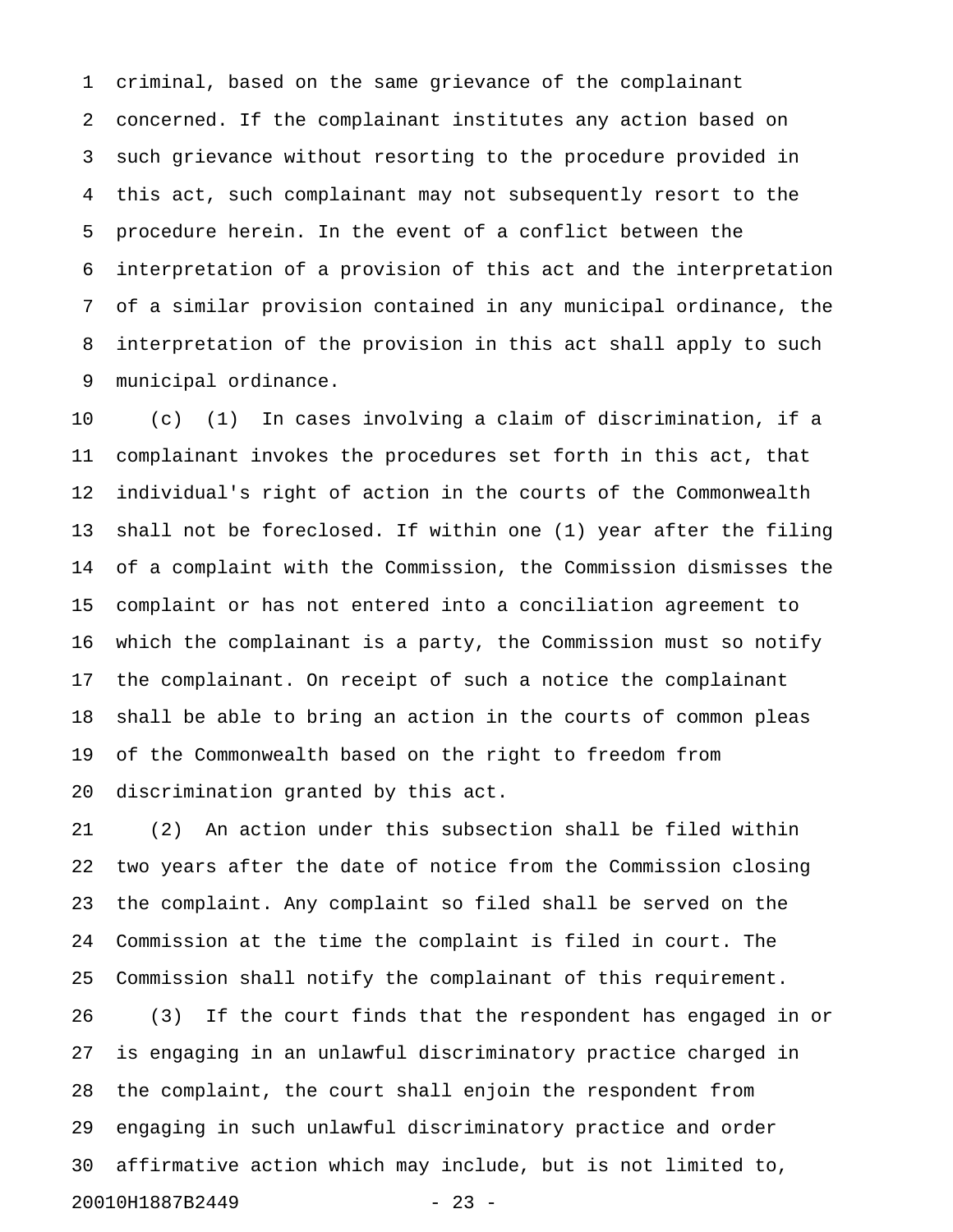criminal, based on the same grievance of the complainant concerned. If the complainant institutes any action based on such grievance without resorting to the procedure provided in this act, such complainant may not subsequently resort to the procedure herein. In the event of a conflict between the interpretation of a provision of this act and the interpretation of a similar provision contained in any municipal ordinance, the interpretation of the provision in this act shall apply to such municipal ordinance.

(c) (1) In cases involving a claim of discrimination, if a complainant invokes the procedures set forth in this act, that individual's right of action in the courts of the Commonwealth shall not be foreclosed. If within one (1) year after the filing of a complaint with the Commission, the Commission dismisses the complaint or has not entered into a conciliation agreement to which the complainant is a party, the Commission must so notify the complainant. On receipt of such a notice the complainant shall be able to bring an action in the courts of common pleas of the Commonwealth based on the right to freedom from discrimination granted by this act.

(2) An action under this subsection shall be filed within two years after the date of notice from the Commission closing the complaint. Any complaint so filed shall be served on the Commission at the time the complaint is filed in court. The Commission shall notify the complainant of this requirement.

(3) If the court finds that the respondent has engaged in or is engaging in an unlawful discriminatory practice charged in the complaint, the court shall enjoin the respondent from engaging in such unlawful discriminatory practice and order affirmative action which may include, but is not limited to,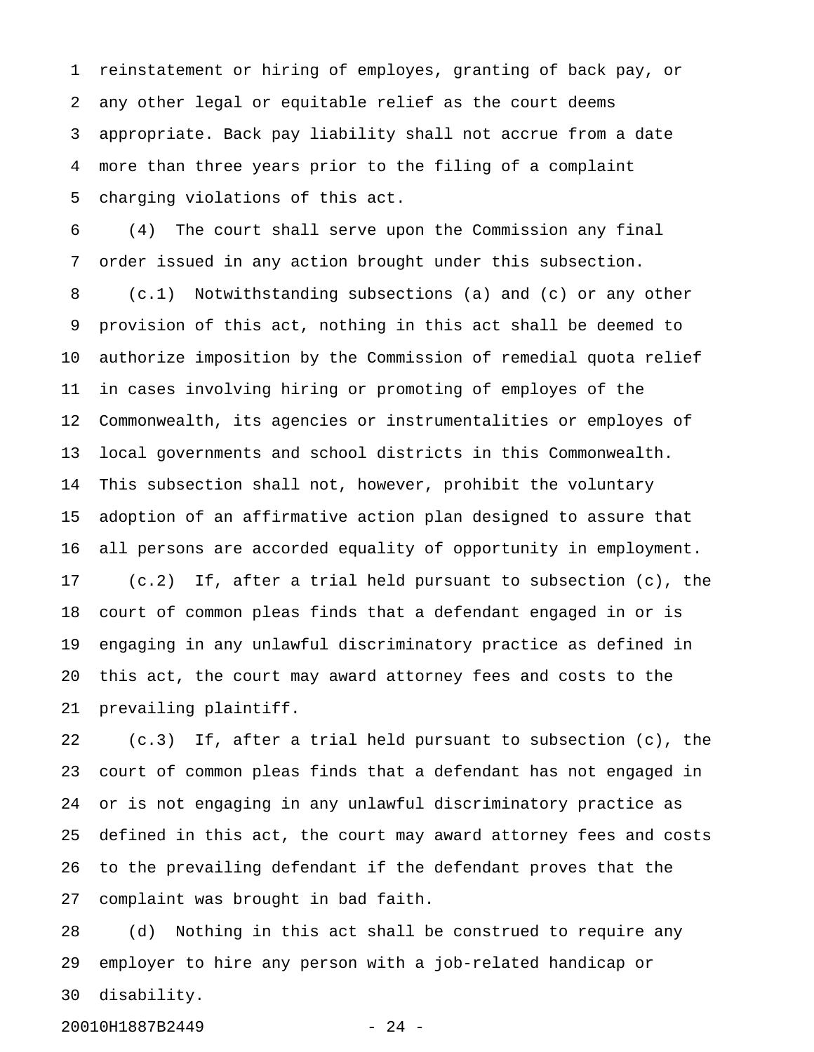reinstatement or hiring of employes, granting of back pay, or any other legal or equitable relief as the court deems appropriate. Back pay liability shall not accrue from a date more than three years prior to the filing of a complaint charging violations of this act.

(4) The court shall serve upon the Commission any final order issued in any action brought under this subsection.

(c.1) Notwithstanding subsections (a) and (c) or any other provision of this act, nothing in this act shall be deemed to authorize imposition by the Commission of remedial quota relief in cases involving hiring or promoting of employes of the Commonwealth, its agencies or instrumentalities or employes of local governments and school districts in this Commonwealth. This subsection shall not, however, prohibit the voluntary adoption of an affirmative action plan designed to assure that all persons are accorded equality of opportunity in employment.

(c.2) If, after a trial held pursuant to subsection (c), the court of common pleas finds that a defendant engaged in or is engaging in any unlawful discriminatory practice as defined in this act, the court may award attorney fees and costs to the prevailing plaintiff.

(c.3) If, after a trial held pursuant to subsection (c), the court of common pleas finds that a defendant has not engaged in or is not engaging in any unlawful discriminatory practice as defined in this act, the court may award attorney fees and costs to the prevailing defendant if the defendant proves that the complaint was brought in bad faith.

(d) Nothing in this act shall be construed to require any employer to hire any person with a job-related handicap or disability.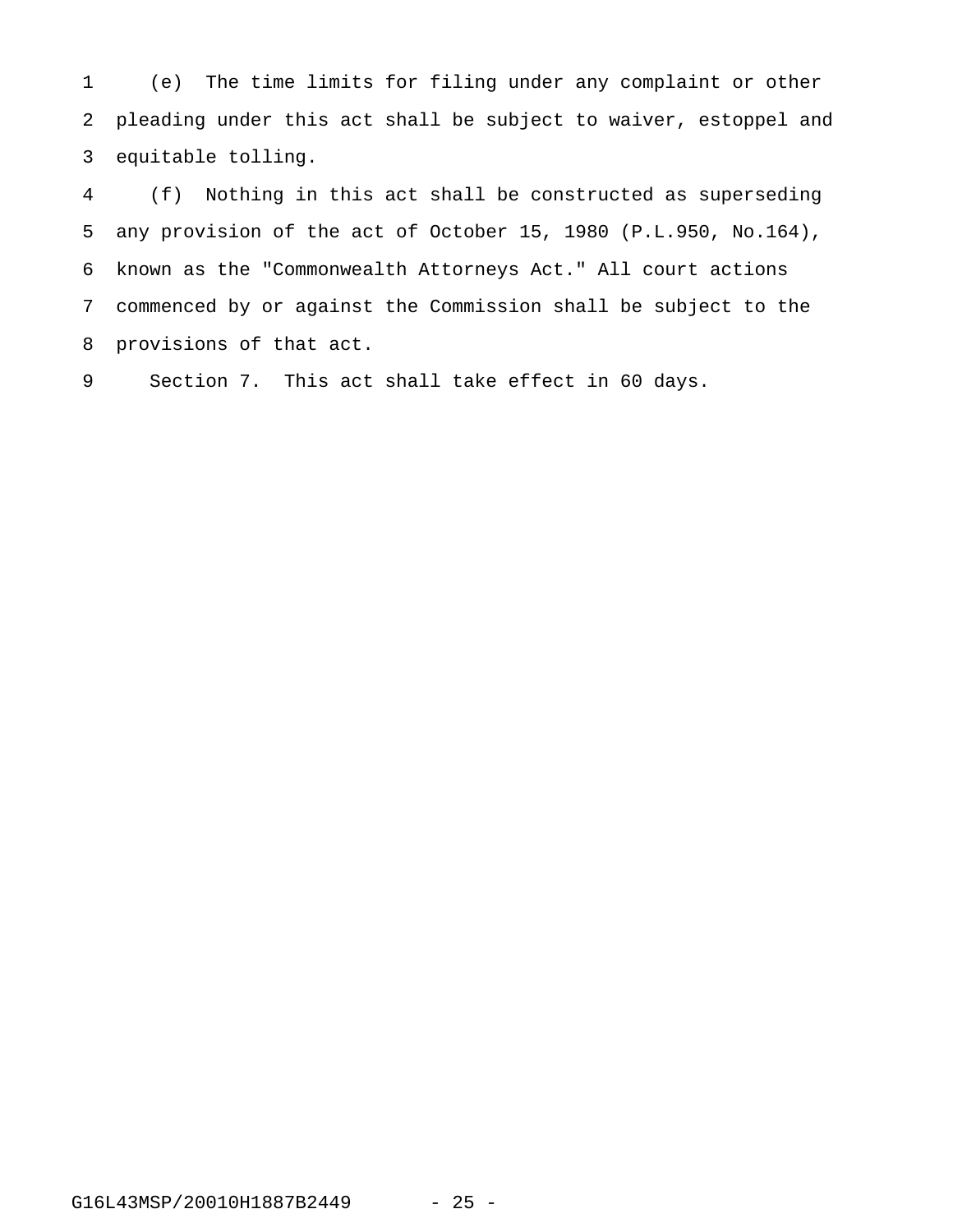(e) The time limits for filing under any complaint or other pleading under this act shall be subject to waiver, estoppel and equitable tolling.

(f) Nothing in this act shall be constructed as superseding any provision of the act of October 15, 1980 (P.L.950, No.164), known as the "Commonwealth Attorneys Act." All court actions commenced by or against the Commission shall be subject to the provisions of that act.

Section 7. This act shall take effect in 60 days.